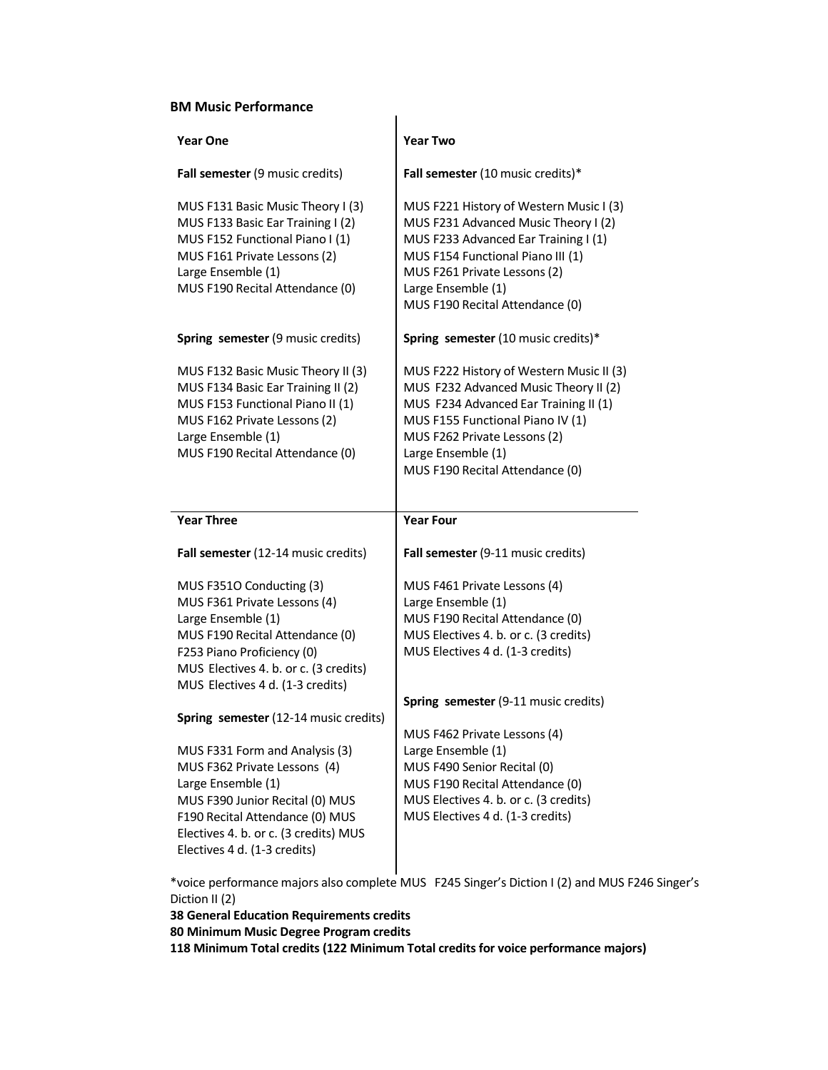**BM Music Performance**

| Year One | Year Two |
| --- | --- |
| **Fall semester** (9 music credits) | **Fall semester** (10 music credits)* |
| MUS F131 Basic Music Theory I (3)<br>MUS F133 Basic Ear Training I (2)<br>MUS F152 Functional Piano I (1)<br>MUS F161 Private Lessons (2)<br>Large Ensemble (1)<br>MUS F190 Recital Attendance (0) | MUS F221 History of Western Music I (3)<br>MUS F231 Advanced Music Theory I (2)<br>MUS F233 Advanced Ear Training I (1)<br>MUS F154 Functional Piano III (1)<br>MUS F261 Private Lessons (2)<br>Large Ensemble (1)<br>MUS F190 Recital Attendance (0) |
| **Spring semester** (9 music credits) | **Spring semester** (10 music credits)* |
| MUS F132 Basic Music Theory II (3)<br>MUS F134 Basic Ear Training II (2)<br>MUS F153 Functional Piano II (1)<br>MUS F162 Private Lessons (2)<br>Large Ensemble (1)<br>MUS F190 Recital Attendance (0) | MUS F222 History of Western Music II (3)<br>MUS F232 Advanced Music Theory II (2)<br>MUS F234 Advanced Ear Training II (1)<br>MUS F155 Functional Piano IV (1)<br>MUS F262 Private Lessons (2)<br>Large Ensemble (1)<br>MUS F190 Recital Attendance (0) |
| **Year Three** | **Year Four** |
| **Fall semester** (12-14 music credits) | **Fall semester** (9-11 music credits) |
| MUS F351O Conducting (3)<br>MUS F361 Private Lessons (4)<br>Large Ensemble (1)<br>MUS F190 Recital Attendance (0)<br>F253 Piano Proficiency (0)<br>MUS Electives 4. b. or c. (3 credits)<br>MUS Electives 4 d. (1-3 credits) | MUS F461 Private Lessons (4)<br>Large Ensemble (1)<br>MUS F190 Recital Attendance (0)<br>MUS Electives 4. b. or c. (3 credits)<br>MUS Electives 4 d. (1-3 credits) |
| **Spring semester** (12-14 music credits) | **Spring semester** (9-11 music credits) |
| MUS F331 Form and Analysis (3)<br>MUS F362 Private Lessons (4)<br>Large Ensemble (1)<br>MUS F390 Junior Recital (0) MUS F190 Recital Attendance (0) MUS Electives 4. b. or c. (3 credits) MUS Electives 4 d. (1-3 credits) | MUS F462 Private Lessons (4)<br>Large Ensemble (1)<br>MUS F490 Senior Recital (0)<br>MUS F190 Recital Attendance (0)<br>MUS Electives 4. b. or c. (3 credits)<br>MUS Electives 4 d. (1-3 credits) |

*voice performance majors also complete MUS F245 Singer's Diction I (2) and MUS F246 Singer's Diction II (2)

**38 General Education Requirements credits**

**80 Minimum Music Degree Program credits**

**118 Minimum Total credits (122 Minimum Total credits for voice performance majors)**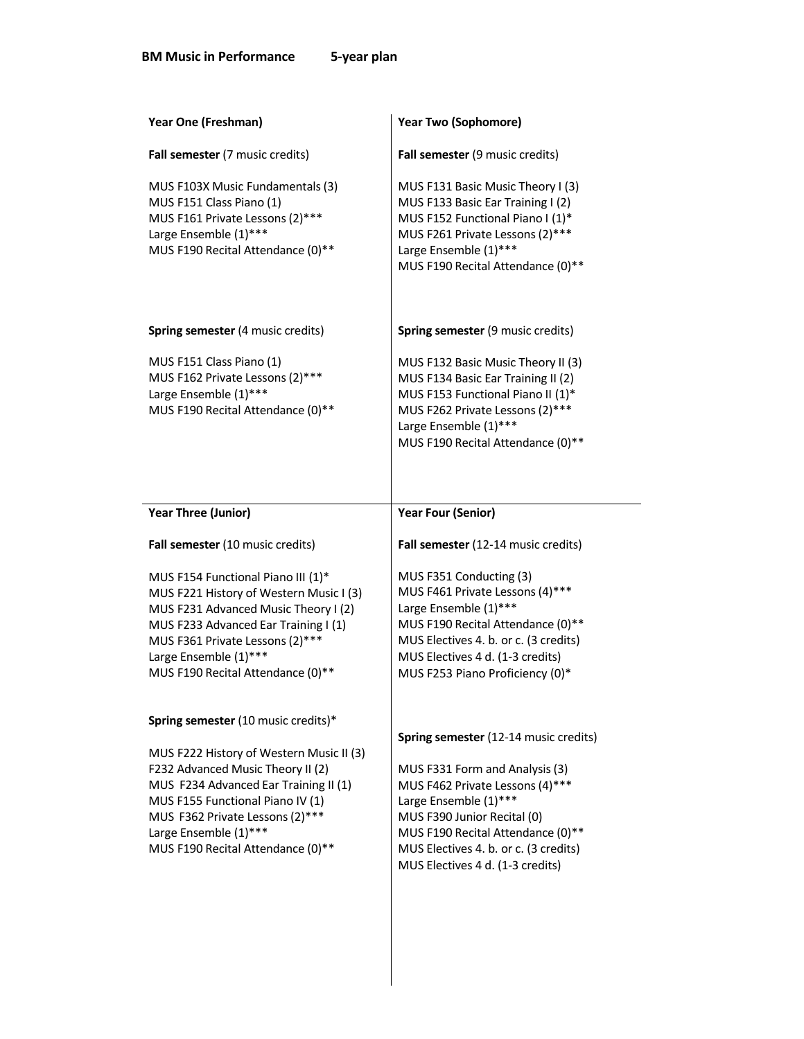**BM Music in Performance 5-year plan**

## Year One (Freshman)

**Fall semester** (7 music credits)

MUS F103X Music Fundamentals (3)
MUS F151 Class Piano (1)
MUS F161 Private Lessons (2)***
Large Ensemble (1)***
MUS F190 Recital Attendance (0)**

**Spring semester** (4 music credits)

MUS F151 Class Piano (1)
MUS F162 Private Lessons (2)***
Large Ensemble (1)***
MUS F190 Recital Attendance (0)**

## Year Two (Sophomore)

**Fall semester** (9 music credits)

MUS F131 Basic Music Theory I (3)
MUS F133 Basic Ear Training I (2)
MUS F152 Functional Piano I (1)*
MUS F261 Private Lessons (2)***
Large Ensemble (1)***
MUS F190 Recital Attendance (0)**

**Spring semester** (9 music credits)

MUS F132 Basic Music Theory II (3)
MUS F134 Basic Ear Training II (2)
MUS F153 Functional Piano II (1)*
MUS F262 Private Lessons (2)***
Large Ensemble (1)***
MUS F190 Recital Attendance (0)**

## Year Three (Junior)

**Fall semester** (10 music credits)

MUS F154 Functional Piano III (1)*
MUS F221 History of Western Music I (3)
MUS F231 Advanced Music Theory I (2)
MUS F233 Advanced Ear Training I (1)
MUS F361 Private Lessons (2)***
Large Ensemble (1)***
MUS F190 Recital Attendance (0)**

**Spring semester** (10 music credits)*

MUS F222 History of Western Music II (3)
F232 Advanced Music Theory II (2)
MUS F234 Advanced Ear Training II (1)
MUS F155 Functional Piano IV (1)
MUS F362 Private Lessons (2)***
Large Ensemble (1)***
MUS F190 Recital Attendance (0)**

## Year Four (Senior)

**Fall semester** (12-14 music credits)

MUS F351 Conducting (3)
MUS F461 Private Lessons (4)***
Large Ensemble (1)***
MUS F190 Recital Attendance (0)**
MUS Electives 4. b. or c. (3 credits)
MUS Electives 4 d. (1-3 credits)
MUS F253 Piano Proficiency (0)*

**Spring semester** (12-14 music credits)

MUS F331 Form and Analysis (3)
MUS F462 Private Lessons (4)***
Large Ensemble (1)***
MUS F390 Junior Recital (0)
MUS F190 Recital Attendance (0)**
MUS Electives 4. b. or c. (3 credits)
MUS Electives 4 d. (1-3 credits)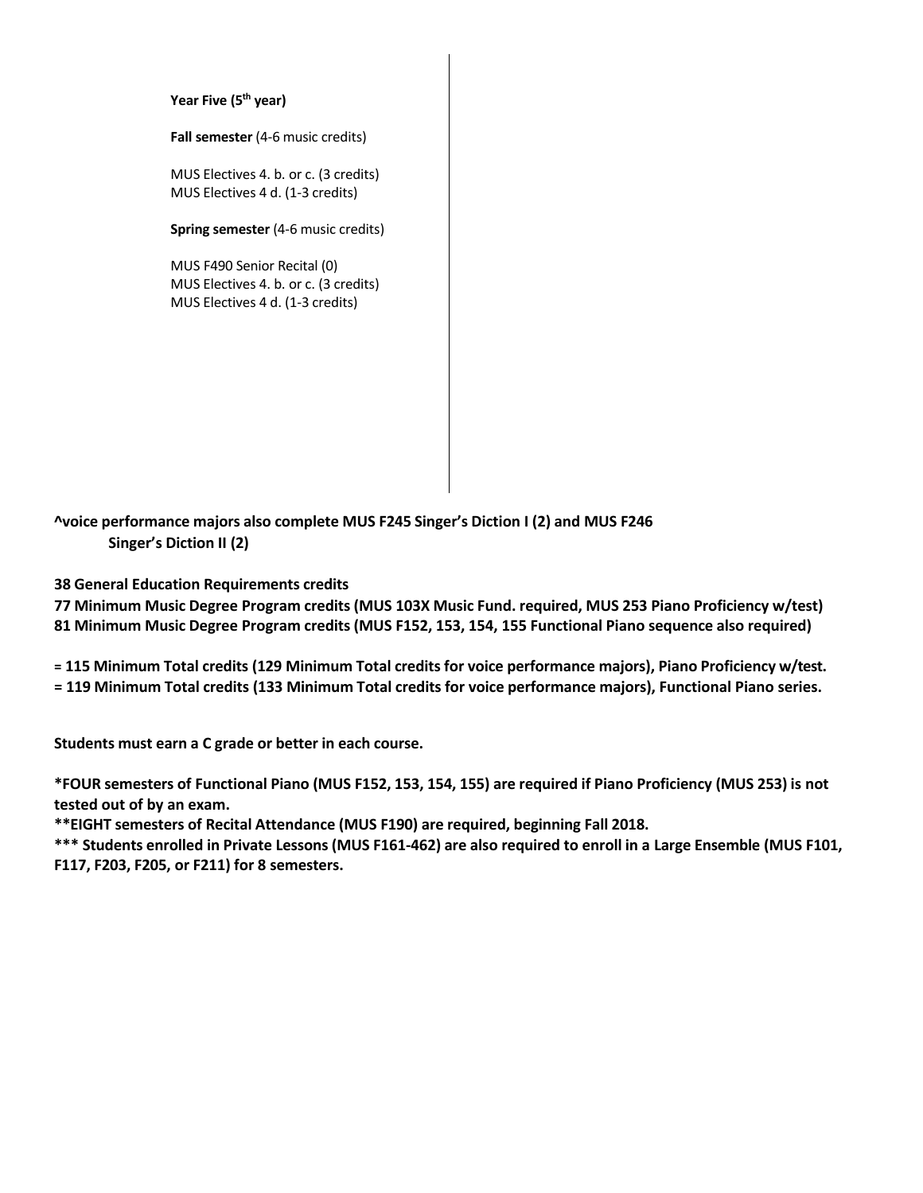**Year Five (5th year)**

**Fall semester** (4-6 music credits)

MUS Electives 4. b. or c. (3 credits)
MUS Electives 4 d. (1-3 credits)

**Spring semester** (4-6 music credits)

MUS F490 Senior Recital (0)
MUS Electives 4. b. or c. (3 credits)
MUS Electives 4 d. (1-3 credits)

**^voice performance majors also complete MUS F245 Singer's Diction I (2) and MUS F246 Singer's Diction II (2)**

**38 General Education Requirements credits**
**77 Minimum Music Degree Program credits (MUS 103X Music Fund. required, MUS 253 Piano Proficiency w/test)**
**81 Minimum Music Degree Program credits (MUS F152, 153, 154, 155 Functional Piano sequence also required)**

**= 115 Minimum Total credits (129 Minimum Total credits for voice performance majors), Piano Proficiency w/test.**
**= 119 Minimum Total credits (133 Minimum Total credits for voice performance majors), Functional Piano series.**

**Students must earn a C grade or better in each course.**

**\*FOUR semesters of Functional Piano (MUS F152, 153, 154, 155) are required if Piano Proficiency (MUS 253) is not tested out of by an exam.**
**\*\*EIGHT semesters of Recital Attendance (MUS F190) are required, beginning Fall 2018.**
**\*\*\* Students enrolled in Private Lessons (MUS F161-462) are also required to enroll in a Large Ensemble (MUS F101, F117, F203, F205, or F211) for 8 semesters.**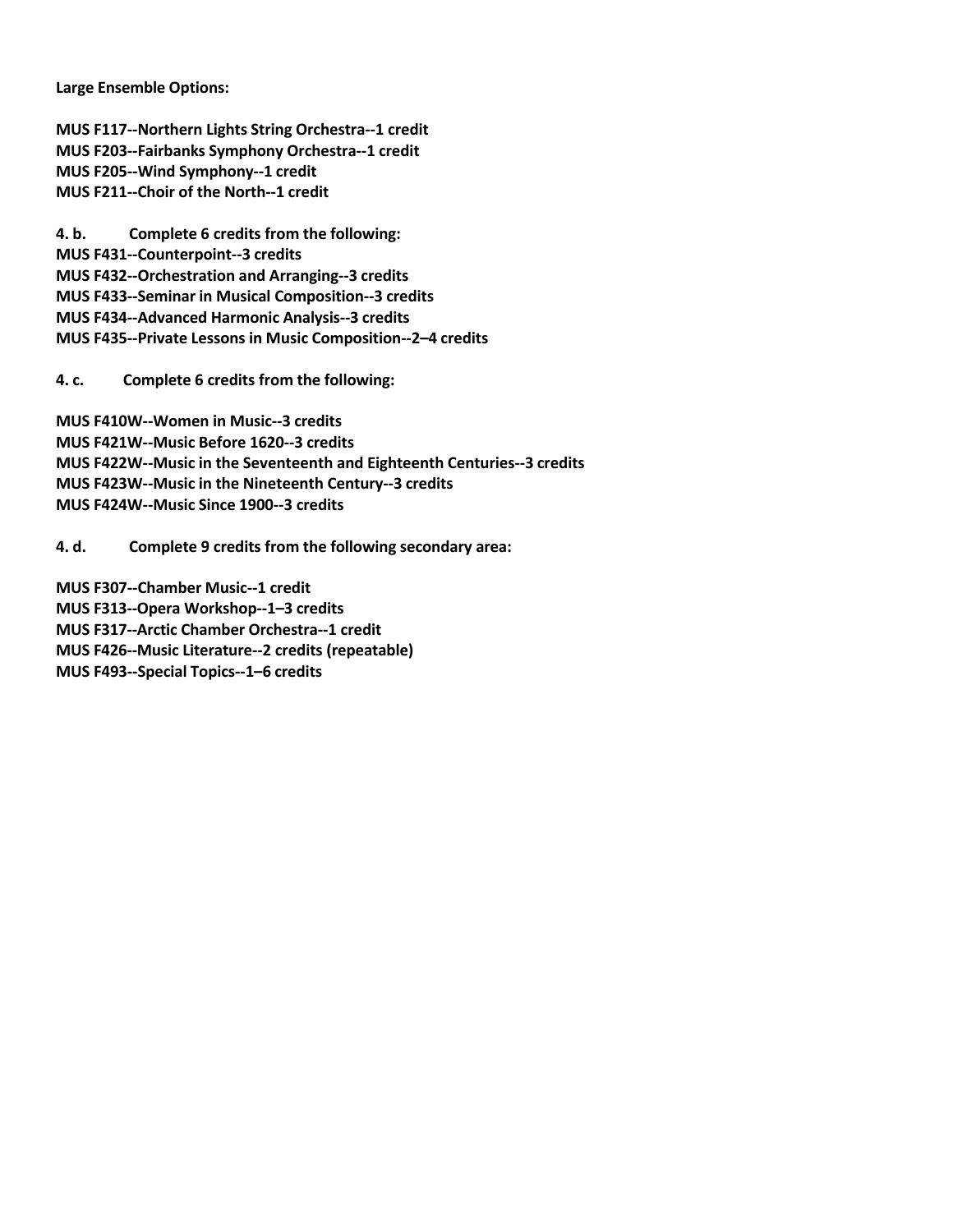**Large Ensemble Options:**

**MUS F117--Northern Lights String Orchestra--1 credit**
**MUS F203--Fairbanks Symphony Orchestra--1 credit**
**MUS F205--Wind Symphony--1 credit**
**MUS F211--Choir of the North--1 credit**

**4. b. Complete 6 credits from the following:**
**MUS F431--Counterpoint--3 credits**
**MUS F432--Orchestration and Arranging--3 credits**
**MUS F433--Seminar in Musical Composition--3 credits**
**MUS F434--Advanced Harmonic Analysis--3 credits**
**MUS F435--Private Lessons in Music Composition--2–4 credits**

**4. c. Complete 6 credits from the following:**

**MUS F410W--Women in Music--3 credits**
**MUS F421W--Music Before 1620--3 credits**
**MUS F422W--Music in the Seventeenth and Eighteenth Centuries--3 credits**
**MUS F423W--Music in the Nineteenth Century--3 credits**
**MUS F424W--Music Since 1900--3 credits**

**4. d. Complete 9 credits from the following secondary area:**

**MUS F307--Chamber Music--1 credit**
**MUS F313--Opera Workshop--1–3 credits**
**MUS F317--Arctic Chamber Orchestra--1 credit**
**MUS F426--Music Literature--2 credits (repeatable)**
**MUS F493--Special Topics--1–6 credits**